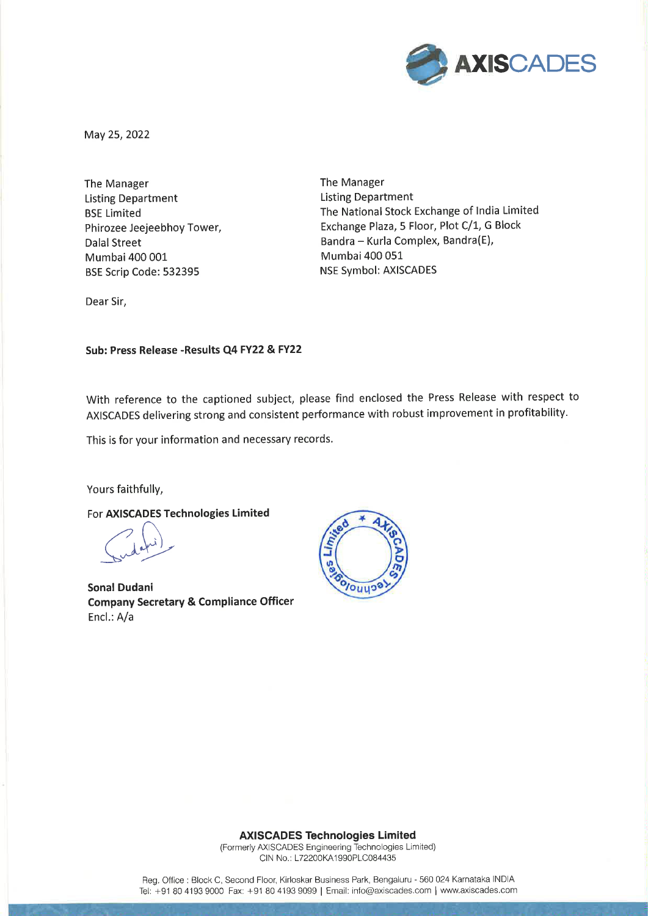May 25, 2022

The Manager
Listing Department
BSE Limited
Phirozee Jeejeebhoy Tower,
Dalal Street
Mumbai 400 001
BSE Scrip Code: 532395

The Manager
Listing Department
The National Stock Exchange of India Limited
Exchange Plaza, 5 Floor, Plot C/1, G Block
Bandra – Kurla Complex, Bandra(E),
Mumbai 400 051
NSE Symbol: AXISCADES

Dear Sir,

**Sub: Press Release -Results Q4 FY22 & FY22**

With reference to the captioned subject, please find enclosed the Press Release with respect to AXISCADES delivering strong and consistent performance with robust improvement in profitability.

This is for your information and necessary records.

Yours faithfully,

For **AXISCADES Technologies Limited**

**Sonal Dudani**
**Company Secretary & Compliance Officer**
Encl.: A/a

**AXISCADES Technologies Limited**
(Formerly AXISCADES Engineering Technologies Limited)
CIN No.: L72200KA1990PLC084435

Reg. Office : Block C, Second Floor, Kirloskar Business Park, Bengaluru - 560 024 Karnataka INDIA
Tel: +91 80 4193 9000 Fax: +91 80 4193 9099 | Email: info@axiscades.com | www.axiscades.com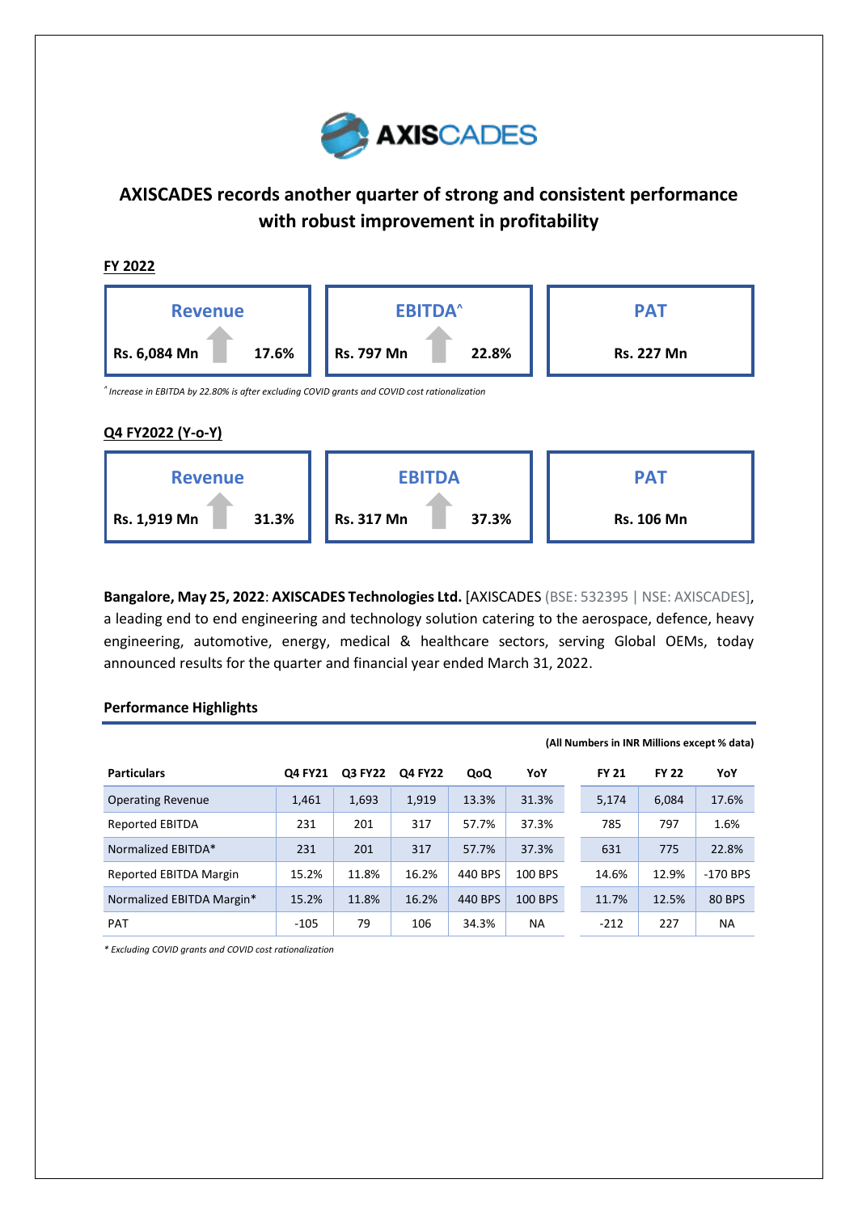AXISCADES

# AXISCADES records another quarter of strong and consistent performance with robust improvement in profitability

**FY 2022**

| Revenue | EBITDA^ | PAT |
|---|---|---|
| Rs. 6,084 Mn ↑ 17.6% | Rs. 797 Mn ↑ 22.8% | Rs. 227 Mn |

*^ Increase in EBITDA by 22.80% is after excluding COVID grants and COVID cost rationalization*

**Q4 FY2022 (Y-o-Y)**

| Revenue | EBITDA | PAT |
|---|---|---|
| Rs. 1,919 Mn ↑ 31.3% | Rs. 317 Mn ↑ 37.3% | Rs. 106 Mn |

**Bangalore, May 25, 2022**: **AXISCADES Technologies Ltd.** [AXISCADES (BSE: 532395 | NSE: AXISCADES], a leading end to end engineering and technology solution catering to the aerospace, defence, heavy engineering, automotive, energy, medical & healthcare sectors, serving Global OEMs, today announced results for the quarter and financial year ended March 31, 2022.

**Performance Highlights**

**(All Numbers in INR Millions except % data)**

| Particulars | Q4 FY21 | Q3 FY22 | Q4 FY22 | QoQ | YoY | FY 21 | FY 22 | YoY |
|---|---|---|---|---|---|---|---|---|
| Operating Revenue | 1,461 | 1,693 | 1,919 | 13.3% | 31.3% | 5,174 | 6,084 | 17.6% |
| Reported EBITDA | 231 | 201 | 317 | 57.7% | 37.3% | 785 | 797 | 1.6% |
| Normalized EBITDA* | 231 | 201 | 317 | 57.7% | 37.3% | 631 | 775 | 22.8% |
| Reported EBITDA Margin | 15.2% | 11.8% | 16.2% | 440 BPS | 100 BPS | 14.6% | 12.9% | -170 BPS |
| Normalized EBITDA Margin* | 15.2% | 11.8% | 16.2% | 440 BPS | 100 BPS | 11.7% | 12.5% | 80 BPS |
| PAT | -105 | 79 | 106 | 34.3% | NA | -212 | 227 | NA |

*\* Excluding COVID grants and COVID cost rationalization*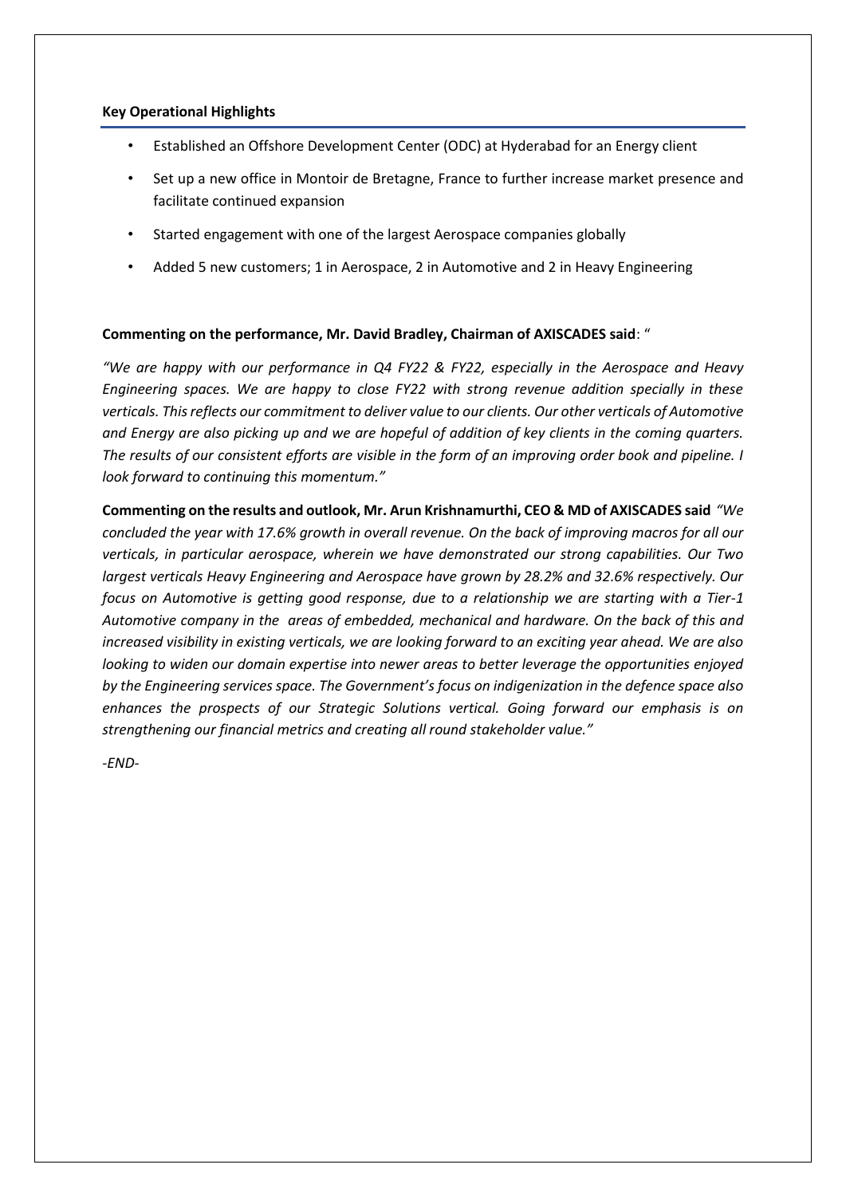**Key Operational Highlights**

- Established an Offshore Development Center (ODC) at Hyderabad for an Energy client
- Set up a new office in Montoir de Bretagne, France to further increase market presence and facilitate continued expansion
- Started engagement with one of the largest Aerospace companies globally
- Added 5 new customers; 1 in Aerospace, 2 in Automotive and 2 in Heavy Engineering

**Commenting on the performance, Mr. David Bradley, Chairman of AXISCADES said**: "

*"We are happy with our performance in Q4 FY22 & FY22, especially in the Aerospace and Heavy Engineering spaces. We are happy to close FY22 with strong revenue addition specially in these verticals. This reflects our commitment to deliver value to our clients. Our other verticals of Automotive and Energy are also picking up and we are hopeful of addition of key clients in the coming quarters. The results of our consistent efforts are visible in the form of an improving order book and pipeline. I look forward to continuing this momentum."*

**Commenting on the results and outlook, Mr. Arun Krishnamurthi, CEO & MD of AXISCADES said** *"We concluded the year with 17.6% growth in overall revenue. On the back of improving macros for all our verticals, in particular aerospace, wherein we have demonstrated our strong capabilities. Our Two largest verticals Heavy Engineering and Aerospace have grown by 28.2% and 32.6% respectively. Our focus on Automotive is getting good response, due to a relationship we are starting with a Tier-1 Automotive company in the areas of embedded, mechanical and hardware. On the back of this and increased visibility in existing verticals, we are looking forward to an exciting year ahead. We are also looking to widen our domain expertise into newer areas to better leverage the opportunities enjoyed by the Engineering services space. The Government's focus on indigenization in the defence space also enhances the prospects of our Strategic Solutions vertical. Going forward our emphasis is on strengthening our financial metrics and creating all round stakeholder value."*

*-END-*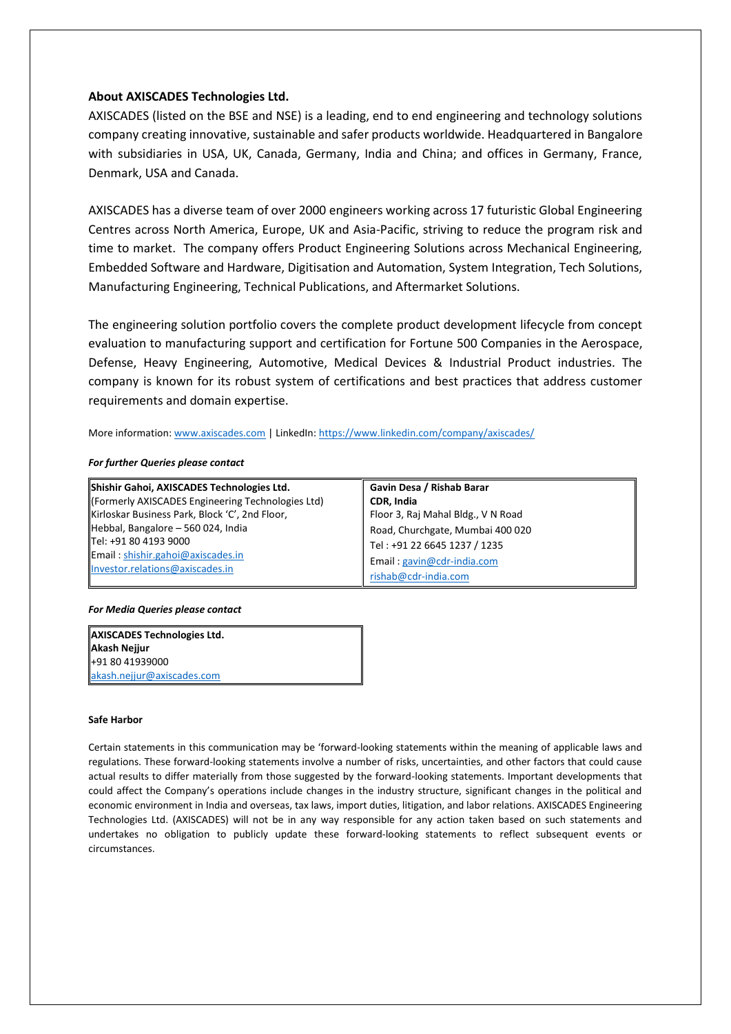**About AXISCADES Technologies Ltd.**

AXISCADES (listed on the BSE and NSE) is a leading, end to end engineering and technology solutions company creating innovative, sustainable and safer products worldwide. Headquartered in Bangalore with subsidiaries in USA, UK, Canada, Germany, India and China; and offices in Germany, France, Denmark, USA and Canada.

AXISCADES has a diverse team of over 2000 engineers working across 17 futuristic Global Engineering Centres across North America, Europe, UK and Asia-Pacific, striving to reduce the program risk and time to market. The company offers Product Engineering Solutions across Mechanical Engineering, Embedded Software and Hardware, Digitisation and Automation, System Integration, Tech Solutions, Manufacturing Engineering, Technical Publications, and Aftermarket Solutions.

The engineering solution portfolio covers the complete product development lifecycle from concept evaluation to manufacturing support and certification for Fortune 500 Companies in the Aerospace, Defense, Heavy Engineering, Automotive, Medical Devices & Industrial Product industries. The company is known for its robust system of certifications and best practices that address customer requirements and domain expertise.

More information: www.axiscades.com | LinkedIn: https://www.linkedin.com/company/axiscades/

***For further Queries please contact***

| | |
|---|---|
| **Shishir Gahoi, AXISCADES Technologies Ltd.**<br>(Formerly AXISCADES Engineering Technologies Ltd)<br>Kirloskar Business Park, Block 'C', 2nd Floor,<br>Hebbal, Bangalore – 560 024, India<br>Tel: +91 80 4193 9000<br>Email : shishir.gahoi@axiscades.in<br>Investor.relations@axiscades.in | **Gavin Desa / Rishab Barar**<br>**CDR, India**<br>Floor 3, Raj Mahal Bldg., V N Road<br>Road, Churchgate, Mumbai 400 020<br>Tel : +91 22 6645 1237 / 1235<br>Email : gavin@cdr-india.com<br>rishab@cdr-india.com |

***For Media Queries please contact***

| |
|---|
| **AXISCADES Technologies Ltd.**<br>**Akash Nejjur**<br>+91 80 41939000<br>akash.nejjur@axiscades.com |

**Safe Harbor**

Certain statements in this communication may be 'forward-looking statements within the meaning of applicable laws and regulations. These forward-looking statements involve a number of risks, uncertainties, and other factors that could cause actual results to differ materially from those suggested by the forward-looking statements. Important developments that could affect the Company's operations include changes in the industry structure, significant changes in the political and economic environment in India and overseas, tax laws, import duties, litigation, and labor relations. AXISCADES Engineering Technologies Ltd. (AXISCADES) will not be in any way responsible for any action taken based on such statements and undertakes no obligation to publicly update these forward-looking statements to reflect subsequent events or circumstances.